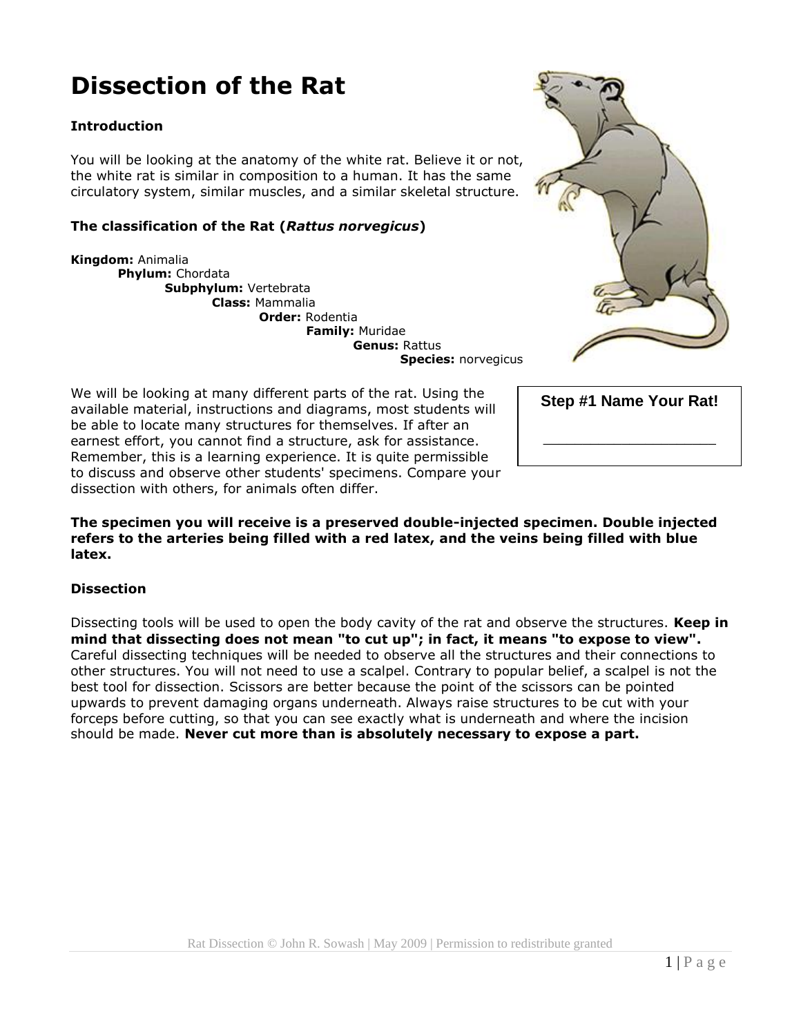# Dissection of the Rat

### Introduction

You will be looking at the anatomy of the white rat. Believe it or not, the white rat is similar in composition to a human. It has the same circulatory system, similar muscles, and a similar skeletal structure.

### The classification of the Rat (*Rattus norvegicus*)

**Kingdom:** Animalia
- **Phylum:** Chordata
  - **Subphylum:** Vertebrata
    - **Class:** Mammalia
      - **Order:** Rodentia
        - **Family:** Muridae
          - **Genus:** Rattus
            - **Species:** norvegicus

We will be looking at many different parts of the rat. Using the available material, instructions and diagrams, most students will be able to locate many structures for themselves. If after an earnest effort, you cannot find a structure, ask for assistance. Remember, this is a learning experience. It is quite permissible to discuss and observe other students' specimens. Compare your dissection with others, for animals often differ.

**Step #1 Name Your Rat!**

\_\_\_\_\_\_\_\_\_\_\_\_\_\_\_\_\_\_\_\_\_\_

**The specimen you will receive is a preserved double-injected specimen. Double injected refers to the arteries being filled with a red latex, and the veins being filled with blue latex.**

### Dissection

Dissecting tools will be used to open the body cavity of the rat and observe the structures. **Keep in mind that dissecting does not mean "to cut up"; in fact, it means "to expose to view".** Careful dissecting techniques will be needed to observe all the structures and their connections to other structures. You will not need to use a scalpel. Contrary to popular belief, a scalpel is not the best tool for dissection. Scissors are better because the point of the scissors can be pointed upwards to prevent damaging organs underneath. Always raise structures to be cut with your forceps before cutting, so that you can see exactly what is underneath and where the incision should be made. **Never cut more than is absolutely necessary to expose a part.**

Rat Dissection © John R. Sowash | May 2009 | Permission to redistribute granted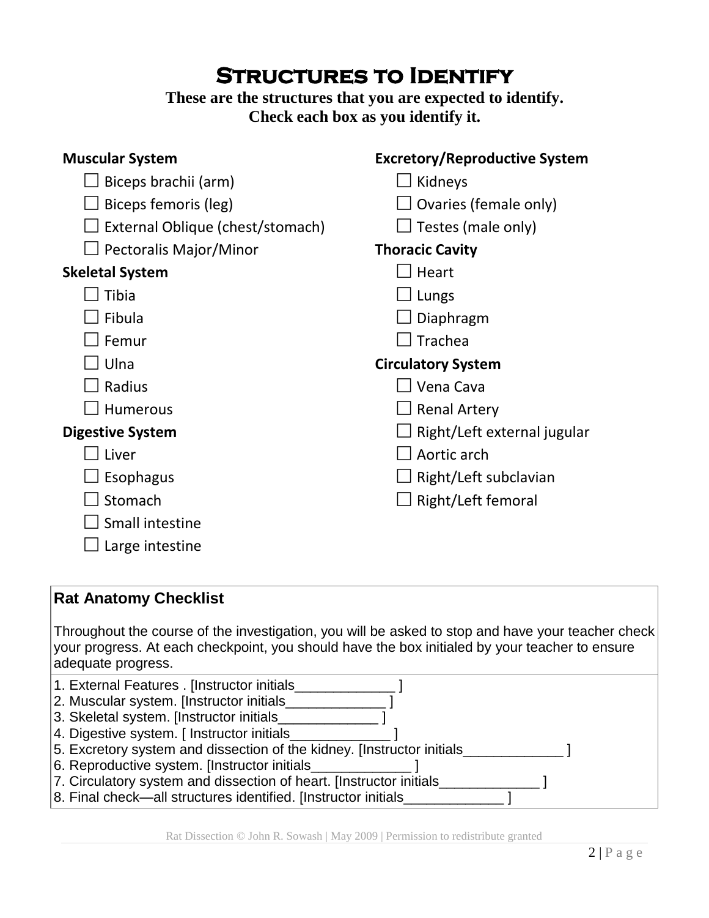# Structures to Identify

**These are the structures that you are expected to identify.**
**Check each box as you identify it.**

**Muscular System**

- ☐ Biceps brachii (arm)
- ☐ Biceps femoris (leg)
- ☐ External Oblique (chest/stomach)
- ☐ Pectoralis Major/Minor

**Skeletal System**

- ☐ Tibia
- ☐ Fibula
- ☐ Femur
- ☐ Ulna
- ☐ Radius
- ☐ Humerous

**Digestive System**

- ☐ Liver
- ☐ Esophagus
- ☐ Stomach
- ☐ Small intestine
- ☐ Large intestine

**Excretory/Reproductive System**

- ☐ Kidneys
- ☐ Ovaries (female only)
- ☐ Testes (male only)

**Thoracic Cavity**

- ☐ Heart
- ☐ Lungs
- ☐ Diaphragm
- ☐ Trachea

**Circulatory System**

- ☐ Vena Cava
- ☐ Renal Artery
- ☐ Right/Left external jugular
- ☐ Aortic arch
- ☐ Right/Left subclavian
- ☐ Right/Left femoral

**Rat Anatomy Checklist**

Throughout the course of the investigation, you will be asked to stop and have your teacher check your progress. At each checkpoint, you should have the box initialed by your teacher to ensure adequate progress.

1. External Features . [Instructor initials_____________ ]
2. Muscular system. [Instructor initials_____________ ]
3. Skeletal system. [Instructor initials_____________ ]
4. Digestive system. [ Instructor initials_____________ ]
5. Excretory system and dissection of the kidney. [Instructor initials_____________ ]
6. Reproductive system. [Instructor initials_____________ ]
7. Circulatory system and dissection of heart. [Instructor initials_____________ ]
8. Final check—all structures identified. [Instructor initials_____________ ]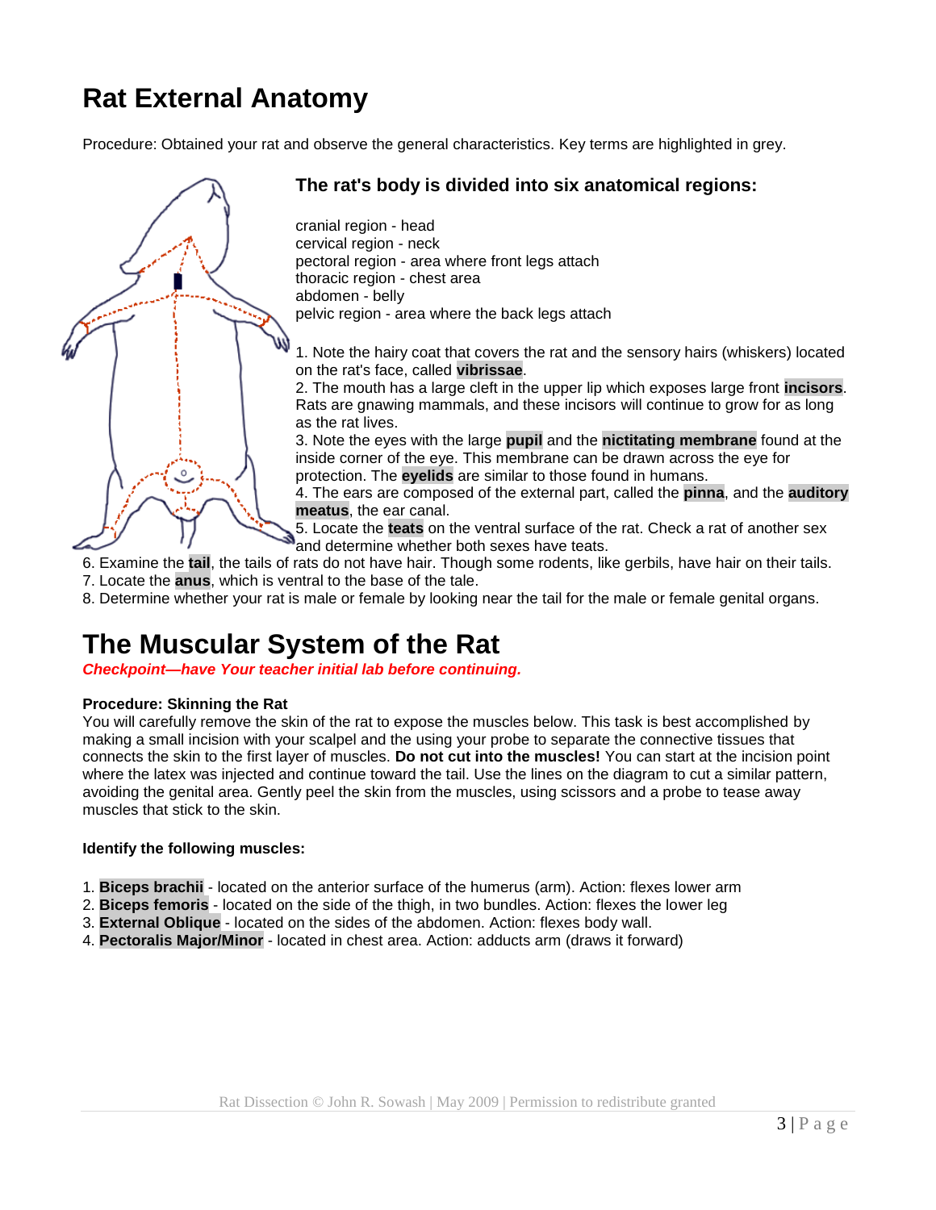# Rat External Anatomy

Procedure: Obtained your rat and observe the general characteristics. Key terms are highlighted in grey.

### The rat's body is divided into six anatomical regions:

cranial region - head
cervical region - neck
pectoral region - area where front legs attach
thoracic region - chest area
abdomen - belly
pelvic region - area where the back legs attach

1. Note the hairy coat that covers the rat and the sensory hairs (whiskers) located on the rat's face, called **vibrissae**.
2. The mouth has a large cleft in the upper lip which exposes large front **incisors**. Rats are gnawing mammals, and these incisors will continue to grow for as long as the rat lives.
3. Note the eyes with the large **pupil** and the **nictitating membrane** found at the inside corner of the eye. This membrane can be drawn across the eye for protection. The **eyelids** are similar to those found in humans.
4. The ears are composed of the external part, called the **pinna**, and the **auditory meatus**, the ear canal.
5. Locate the **teats** on the ventral surface of the rat. Check a rat of another sex and determine whether both sexes have teats.
6. Examine the **tail**, the tails of rats do not have hair. Though some rodents, like gerbils, have hair on their tails.
7. Locate the **anus**, which is ventral to the base of the tale.
8. Determine whether your rat is male or female by looking near the tail for the male or female genital organs.

# The Muscular System of the Rat

***Checkpoint—have Your teacher initial lab before continuing.***

**Procedure: Skinning the Rat**
You will carefully remove the skin of the rat to expose the muscles below. This task is best accomplished by making a small incision with your scalpel and the using your probe to separate the connective tissues that connects the skin to the first layer of muscles. **Do not cut into the muscles!** You can start at the incision point where the latex was injected and continue toward the tail. Use the lines on the diagram to cut a similar pattern, avoiding the genital area. Gently peel the skin from the muscles, using scissors and a probe to tease away muscles that stick to the skin.

**Identify the following muscles:**

1. **Biceps brachii** - located on the anterior surface of the humerus (arm). Action: flexes lower arm
2. **Biceps femoris** - located on the side of the thigh, in two bundles. Action: flexes the lower leg
3. **External Oblique** - located on the sides of the abdomen. Action: flexes body wall.
4. **Pectoralis Major/Minor** - located in chest area. Action: adducts arm (draws it forward)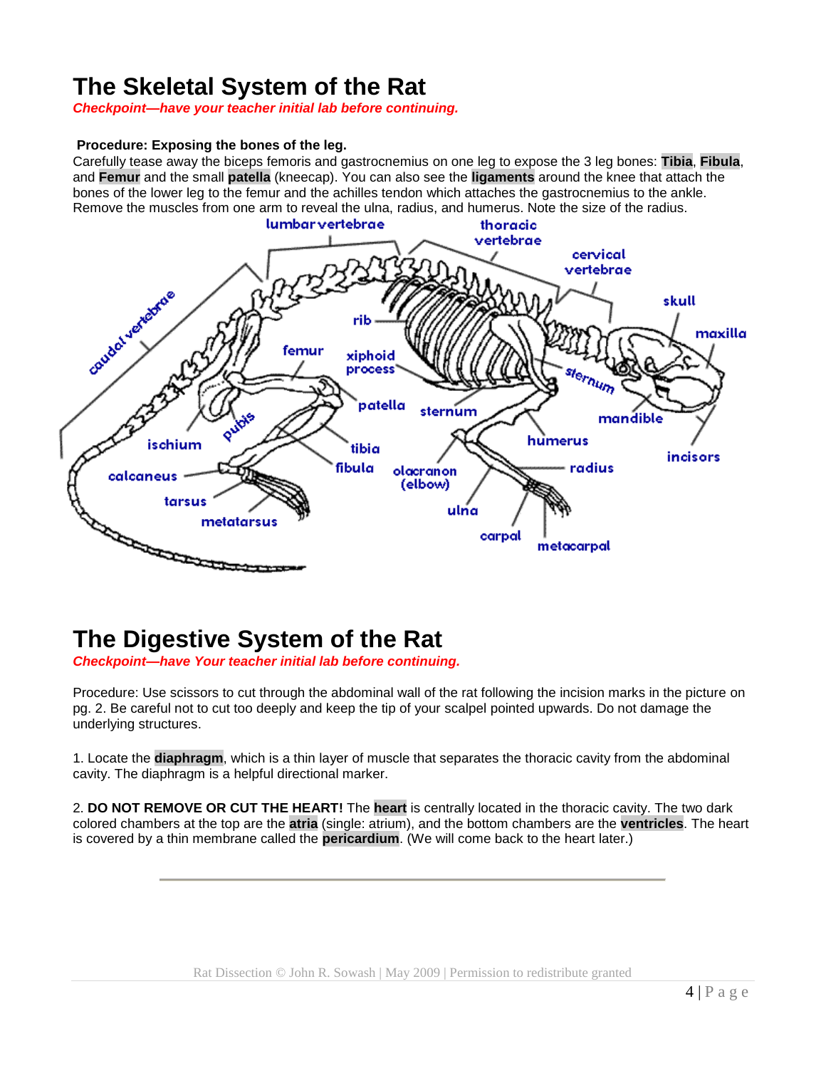# The Skeletal System of the Rat

***Checkpoint—have your teacher initial lab before continuing.***

**Procedure: Exposing the bones of the leg.**

Carefully tease away the biceps femoris and gastrocnemius on one leg to expose the 3 leg bones: **Tibia**, **Fibula**, and **Femur** and the small **patella** (kneecap). You can also see the **ligaments** around the knee that attach the bones of the lower leg to the femur and the achilles tendon which attaches the gastrocnemius to the ankle. Remove the muscles from one arm to reveal the ulna, radius, and humerus. Note the size of the radius.

# The Digestive System of the Rat

***Checkpoint—have Your teacher initial lab before continuing.***

Procedure: Use scissors to cut through the abdominal wall of the rat following the incision marks in the picture on pg. 2. Be careful not to cut too deeply and keep the tip of your scalpel pointed upwards. Do not damage the underlying structures.

1. Locate the **diaphragm**, which is a thin layer of muscle that separates the thoracic cavity from the abdominal cavity. The diaphragm is a helpful directional marker.

2. **DO NOT REMOVE OR CUT THE HEART!** The **heart** is centrally located in the thoracic cavity. The two dark colored chambers at the top are the **atria** (single: atrium), and the bottom chambers are the **ventricles**. The heart is covered by a thin membrane called the **pericardium**. (We will come back to the heart later.)

Rat Dissection © John R. Sowash | May 2009 | Permission to redistribute granted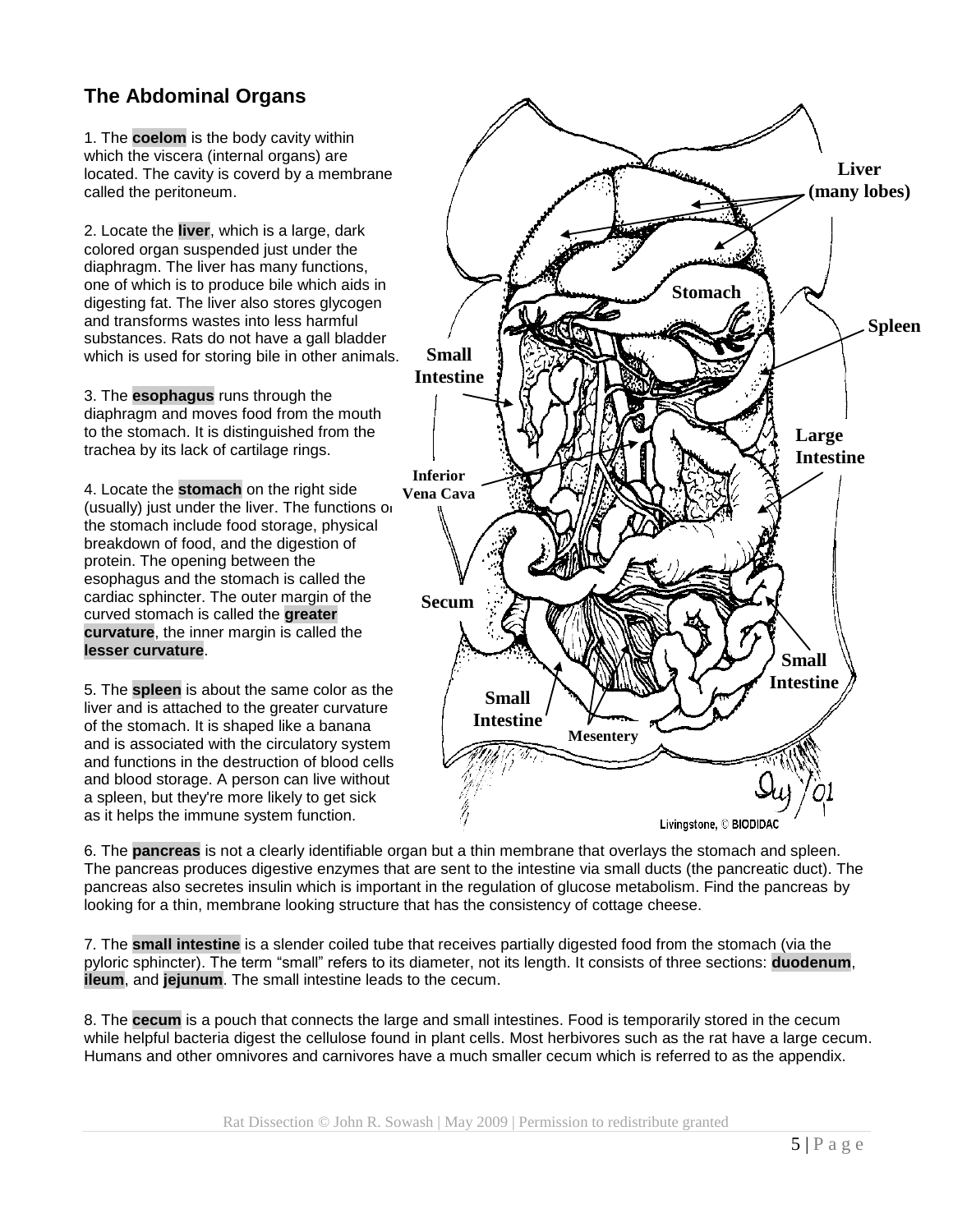## The Abdominal Organs

1. The **coelom** is the body cavity within which the viscera (internal organs) are located. The cavity is coverd by a membrane called the peritoneum.

2. Locate the **liver**, which is a large, dark colored organ suspended just under the diaphragm. The liver has many functions, one of which is to produce bile which aids in digesting fat. The liver also stores glycogen and transforms wastes into less harmful substances. Rats do not have a gall bladder which is used for storing bile in other animals.

3. The **esophagus** runs through the diaphragm and moves food from the mouth to the stomach. It is distinguished from the trachea by its lack of cartilage rings.

4. Locate the **stomach** on the right side (usually) just under the liver. The functions of the stomach include food storage, physical breakdown of food, and the digestion of protein. The opening between the esophagus and the stomach is called the cardiac sphincter. The outer margin of the curved stomach is called the **greater curvature**, the inner margin is called the **lesser curvature**.

5. The **spleen** is about the same color as the liver and is attached to the greater curvature of the stomach. It is shaped like a banana and is associated with the circulatory system and functions in the destruction of blood cells and blood storage. A person can live without a spleen, but they're more likely to get sick as it helps the immune system function.

Liver (many lobes)

Stomach

Spleen

Small Intestine

Large Intestine

Inferior Vena Cava

Secum

Small Intestine

Small Intestine

Mesentery

Livingstone, © BIODIDAC

6. The **pancreas** is not a clearly identifiable organ but a thin membrane that overlays the stomach and spleen. The pancreas produces digestive enzymes that are sent to the intestine via small ducts (the pancreatic duct). The pancreas also secretes insulin which is important in the regulation of glucose metabolism. Find the pancreas by looking for a thin, membrane looking structure that has the consistency of cottage cheese.

7. The **small intestine** is a slender coiled tube that receives partially digested food from the stomach (via the pyloric sphincter). The term "small" refers to its diameter, not its length. It consists of three sections: **duodenum**, **ileum**, and **jejunum**. The small intestine leads to the cecum.

8. The **cecum** is a pouch that connects the large and small intestines. Food is temporarily stored in the cecum while helpful bacteria digest the cellulose found in plant cells. Most herbivores such as the rat have a large cecum. Humans and other omnivores and carnivores have a much smaller cecum which is referred to as the appendix.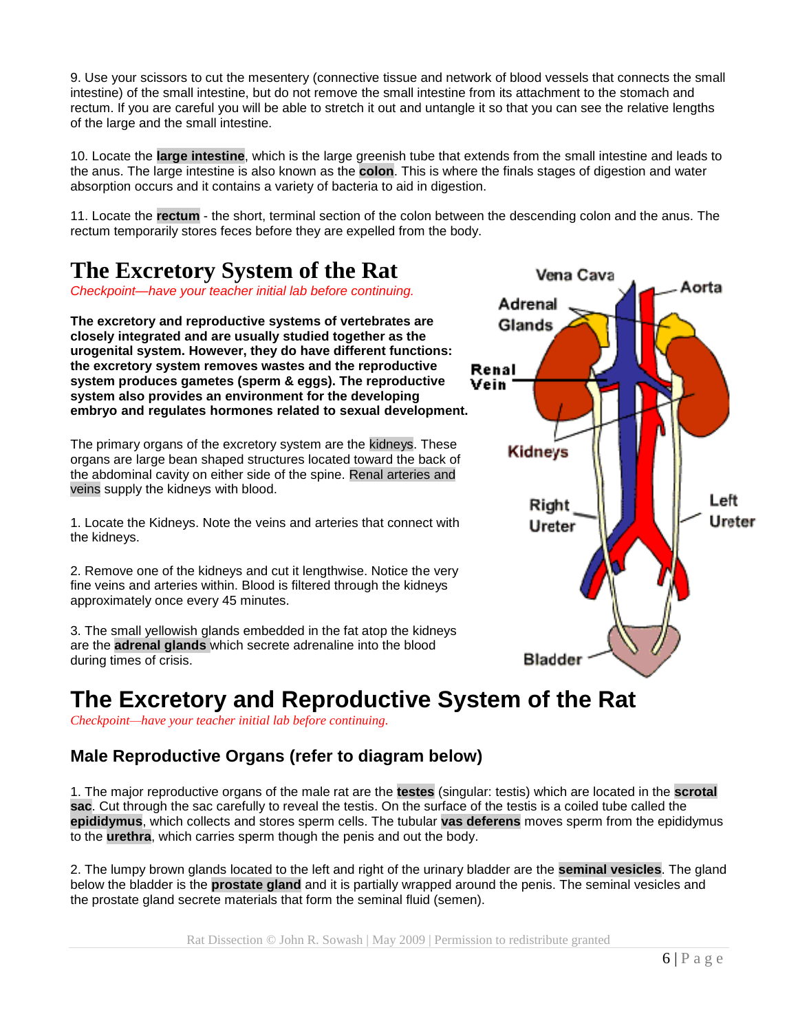9. Use your scissors to cut the mesentery (connective tissue and network of blood vessels that connects the small intestine) of the small intestine, but do not remove the small intestine from its attachment to the stomach and rectum. If you are careful you will be able to stretch it out and untangle it so that you can see the relative lengths of the large and the small intestine.

10. Locate the **large intestine**, which is the large greenish tube that extends from the small intestine and leads to the anus. The large intestine is also known as the **colon**. This is where the finals stages of digestion and water absorption occurs and it contains a variety of bacteria to aid in digestion.

11. Locate the **rectum** - the short, terminal section of the colon between the descending colon and the anus. The rectum temporarily stores feces before they are expelled from the body.

# The Excretory System of the Rat

*Checkpoint—have your teacher initial lab before continuing.*

**The excretory and reproductive systems of vertebrates are closely integrated and are usually studied together as the urogenital system. However, they do have different functions: the excretory system removes wastes and the reproductive system produces gametes (sperm & eggs). The reproductive system also provides an environment for the developing embryo and regulates hormones related to sexual development.**

The primary organs of the excretory system are the kidneys. These organs are large bean shaped structures located toward the back of the abdominal cavity on either side of the spine. Renal arteries and veins supply the kidneys with blood.

1. Locate the Kidneys. Note the veins and arteries that connect with the kidneys.

2. Remove one of the kidneys and cut it lengthwise. Notice the very fine veins and arteries within. Blood is filtered through the kidneys approximately once every 45 minutes.

3. The small yellowish glands embedded in the fat atop the kidneys are the **adrenal glands** which secrete adrenaline into the blood during times of crisis.

Vena Cava, Aorta, Adrenal Glands, Renal Vein, Kidneys, Right Ureter, Left Ureter, Bladder

# The Excretory and Reproductive System of the Rat

*Checkpoint—have your teacher initial lab before continuing.*

## Male Reproductive Organs (refer to diagram below)

1. The major reproductive organs of the male rat are the **testes** (singular: testis) which are located in the **scrotal sac**. Cut through the sac carefully to reveal the testis. On the surface of the testis is a coiled tube called the **epididymus**, which collects and stores sperm cells. The tubular **vas deferens** moves sperm from the epididymus to the **urethra**, which carries sperm though the penis and out the body.

2. The lumpy brown glands located to the left and right of the urinary bladder are the **seminal vesicles**. The gland below the bladder is the **prostate gland** and it is partially wrapped around the penis. The seminal vesicles and the prostate gland secrete materials that form the seminal fluid (semen).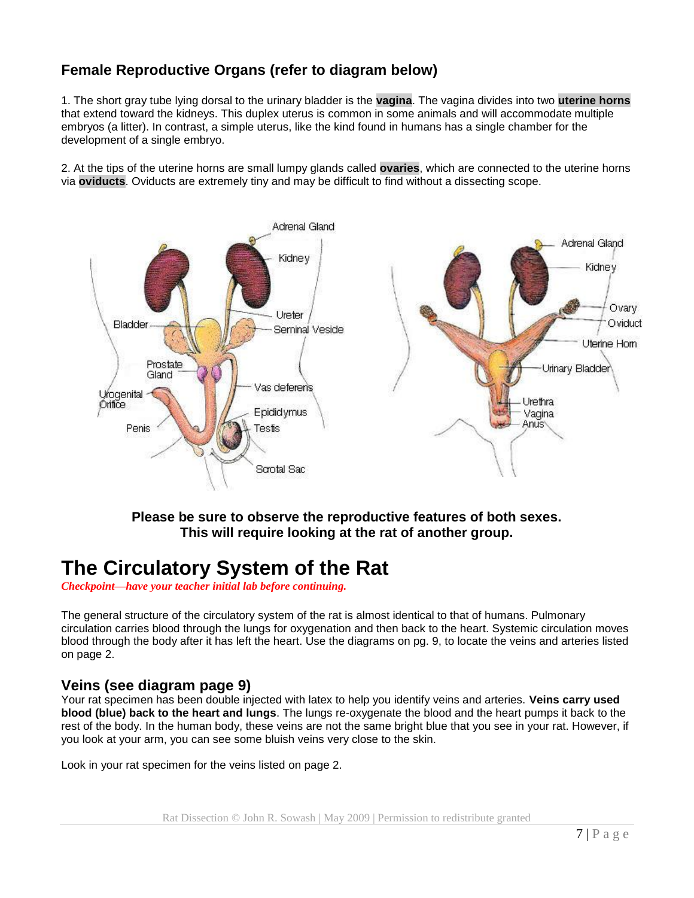## Female Reproductive Organs (refer to diagram below)

1. The short gray tube lying dorsal to the urinary bladder is the **vagina**. The vagina divides into two **uterine horns** that extend toward the kidneys. This duplex uterus is common in some animals and will accommodate multiple embryos (a litter). In contrast, a simple uterus, like the kind found in humans has a single chamber for the development of a single embryo.

2. At the tips of the uterine horns are small lumpy glands called **ovaries**, which are connected to the uterine horns via **oviducts**. Oviducts are extremely tiny and may be difficult to find without a dissecting scope.

**Please be sure to observe the reproductive features of both sexes. This will require looking at the rat of another group.**

# The Circulatory System of the Rat

*Checkpoint—have your teacher initial lab before continuing.*

The general structure of the circulatory system of the rat is almost identical to that of humans. Pulmonary circulation carries blood through the lungs for oxygenation and then back to the heart. Systemic circulation moves blood through the body after it has left the heart. Use the diagrams on pg. 9, to locate the veins and arteries listed on page 2.

## Veins (see diagram page 9)

Your rat specimen has been double injected with latex to help you identify veins and arteries. **Veins carry used blood (blue) back to the heart and lungs**. The lungs re-oxygenate the blood and the heart pumps it back to the rest of the body. In the human body, these veins are not the same bright blue that you see in your rat. However, if you look at your arm, you can see some bluish veins very close to the skin.

Look in your rat specimen for the veins listed on page 2.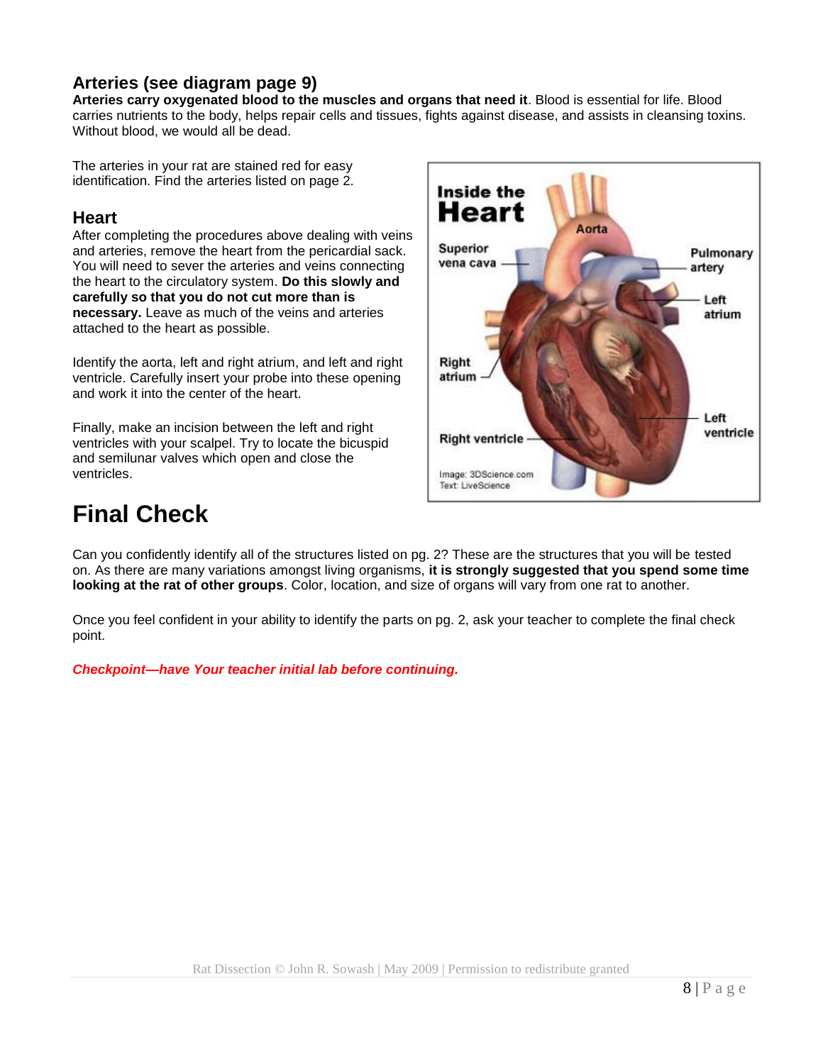## Arteries (see diagram page 9)

**Arteries carry oxygenated blood to the muscles and organs that need it**. Blood is essential for life. Blood carries nutrients to the body, helps repair cells and tissues, fights against disease, and assists in cleansing toxins. Without blood, we would all be dead.

The arteries in your rat are stained red for easy identification. Find the arteries listed on page 2.

## Heart

After completing the procedures above dealing with veins and arteries, remove the heart from the pericardial sack. You will need to sever the arteries and veins connecting the heart to the circulatory system. **Do this slowly and carefully so that you do not cut more than is necessary.** Leave as much of the veins and arteries attached to the heart as possible.

Identify the aorta, left and right atrium, and left and right ventricle. Carefully insert your probe into these opening and work it into the center of the heart.

Finally, make an incision between the left and right ventricles with your scalpel. Try to locate the bicuspid and semilunar valves which open and close the ventricles.

# Final Check

Can you confidently identify all of the structures listed on pg. 2? These are the structures that you will be tested on. As there are many variations amongst living organisms, **it is strongly suggested that you spend some time looking at the rat of other groups**. Color, location, and size of organs will vary from one rat to another.

Once you feel confident in your ability to identify the parts on pg. 2, ask your teacher to complete the final check point.

***Checkpoint—have Your teacher initial lab before continuing.***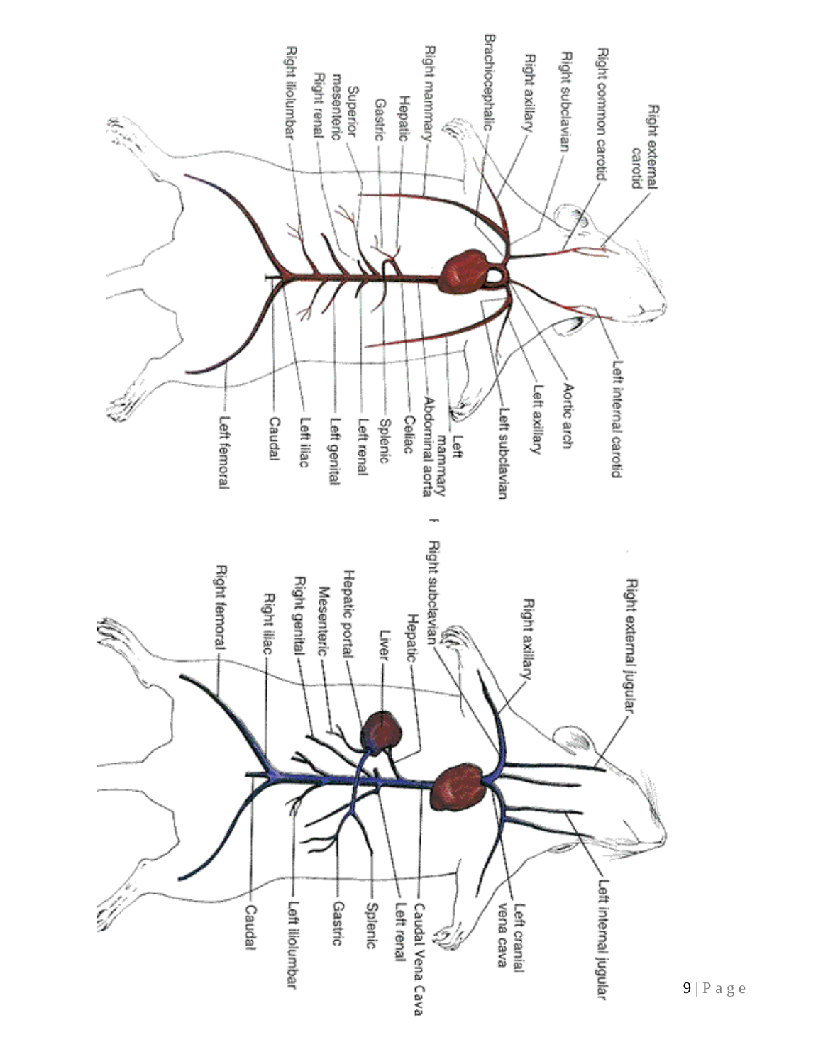Right external carotid
Right common carotid
Right subclavian
Right axillary
Brachiocephalic
Right mammary
Hepatic
Gastric
Superior mesenteric
Right renal
Right iliolumbar
Left internal carotid
Aortic arch
Left axillary
Left subclavian
Left mammary
Abdominal aorta
Celiac
Splenic
Left renal
Left genital
Left iliac
Caudal
Left femoral

Right external jugular
Right axillary
Right subclavian
Hepatic
Liver
Hepatic portal
Mesenteric
Right genital
Right iliac
Right femoral
Left internal jugular
Left cranial vena cava
Caudal Vena Cava
Left renal
Splenic
Gastric
Left iliolumbar
Caudal